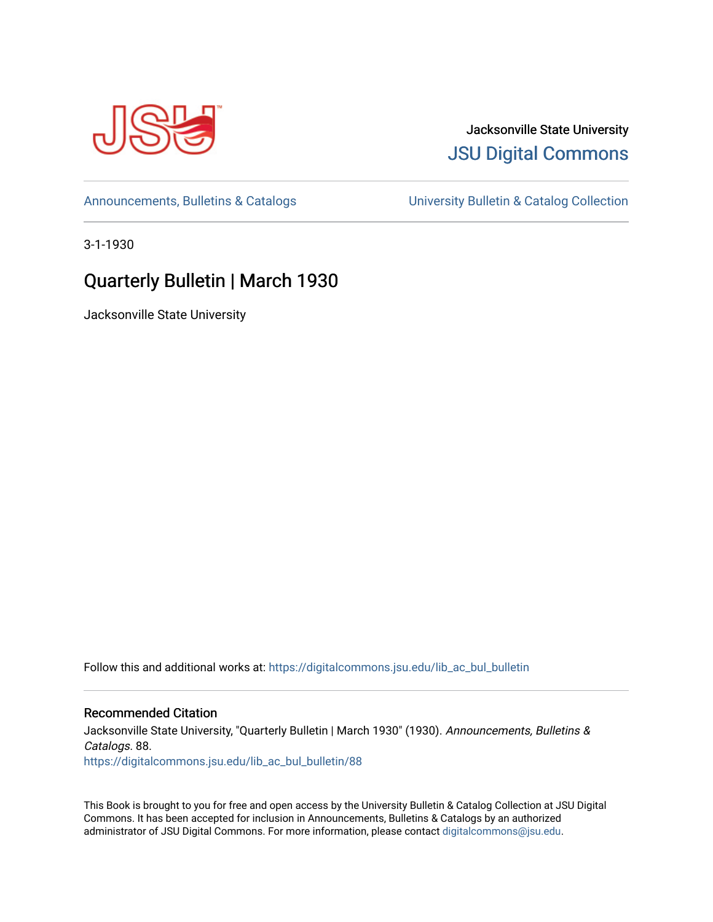Jacksonville State University

JSU Digital Commons

Announcements, Bulletins & Catalogs | University Bulletin & Catalog Collection

3-1-1930

# Quarterly Bulletin | March 1930

Jacksonville State University

Follow this and additional works at: https://digitalcommons.jsu.edu/lib_ac_bul_bulletin

## Recommended Citation

Jacksonville State University, "Quarterly Bulletin | March 1930" (1930). *Announcements, Bulletins & Catalogs*. 88.
https://digitalcommons.jsu.edu/lib_ac_bul_bulletin/88

This Book is brought to you for free and open access by the University Bulletin & Catalog Collection at JSU Digital Commons. It has been accepted for inclusion in Announcements, Bulletins & Catalogs by an authorized administrator of JSU Digital Commons. For more information, please contact digitalcommons@jsu.edu.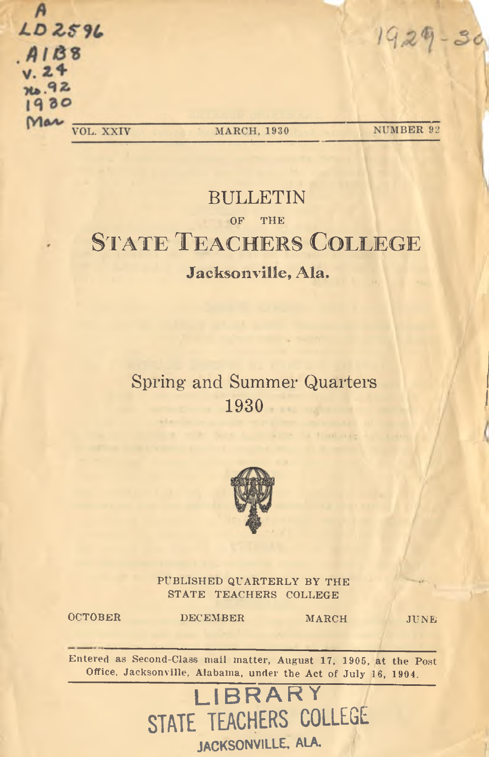A
LD2596
.A1B8
v.24
no.92
1930
Mar

1929-30

VOL. XXIV — MARCH, 1930 — NUMBER 92

# BULLETIN

OF THE

# STATE TEACHERS COLLEGE

**Jacksonville, Ala.**

## Spring and Summer Quarters
## 1930

PUBLISHED QUARTERLY BY THE
STATE TEACHERS COLLEGE

OCTOBER DECEMBER MARCH JUNE

Entered as Second-Class mail matter, August 17, 1905, at the Post Office, Jacksonville, Alabama, under the Act of July 16, 1904.

LIBRARY
STATE TEACHERS COLLEGE
JACKSONVILLE, ALA.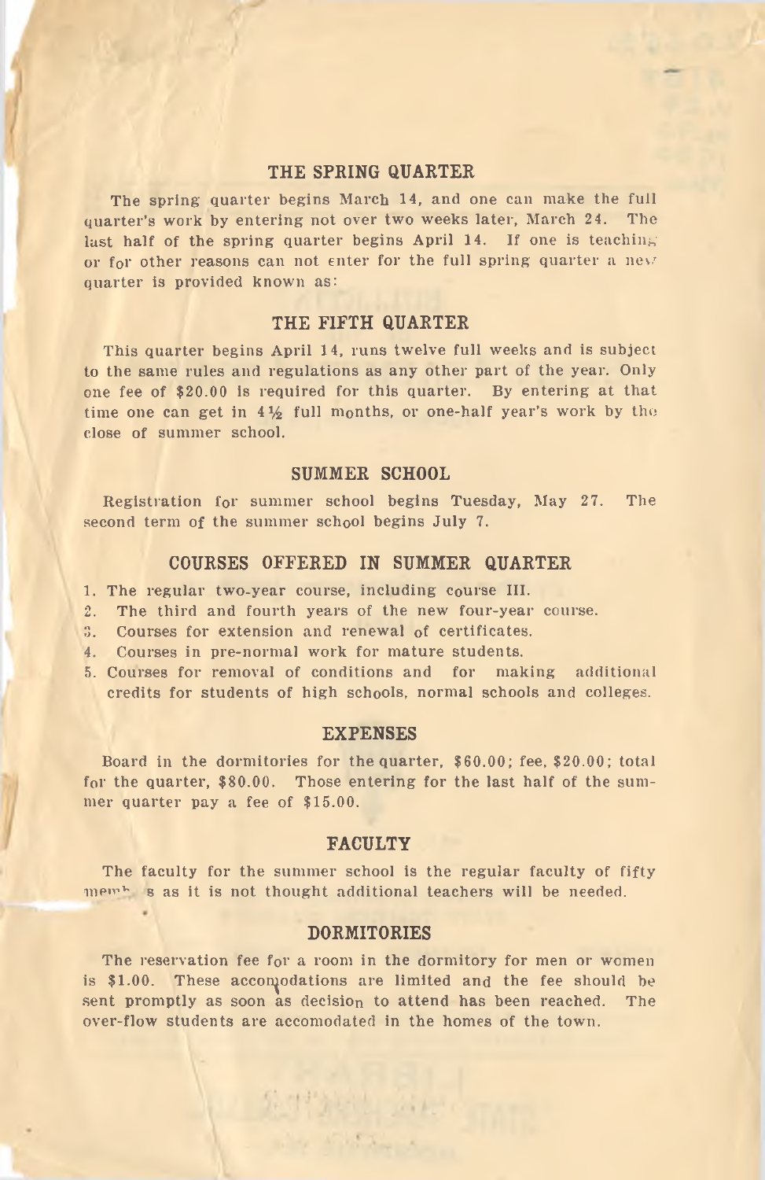## THE SPRING QUARTER

The spring quarter begins March 14, and one can make the full quarter's work by entering not over two weeks later, March 24. The last half of the spring quarter begins April 14. If one is teaching or for other reasons can not enter for the full spring quarter a new quarter is provided known as:

## THE FIFTH QUARTER

This quarter begins April 14, runs twelve full weeks and is subject to the same rules and regulations as any other part of the year. Only one fee of $20.00 is required for this quarter. By entering at that time one can get in 4½ full months, or one-half year's work by the close of summer school.

## SUMMER SCHOOL

Registration for summer school begins Tuesday, May 27. The second term of the summer school begins July 7.

## COURSES OFFERED IN SUMMER QUARTER

1. The regular two-year course, including course III.
2. The third and fourth years of the new four-year course.
3. Courses for extension and renewal of certificates.
4. Courses in pre-normal work for mature students.
5. Courses for removal of conditions and for making additional credits for students of high schools, normal schools and colleges.

## EXPENSES

Board in the dormitories for the quarter, $60.00; fee, $20.00; total for the quarter, $80.00. Those entering for the last half of the summer quarter pay a fee of $15.00.

## FACULTY

The faculty for the summer school is the regular faculty of fifty members as it is not thought additional teachers will be needed.

## DORMITORIES

The reservation fee for a room in the dormitory for men or women is $1.00. These accomodations are limited and the fee should be sent promptly as soon as decision to attend has been reached. The over-flow students are accomodated in the homes of the town.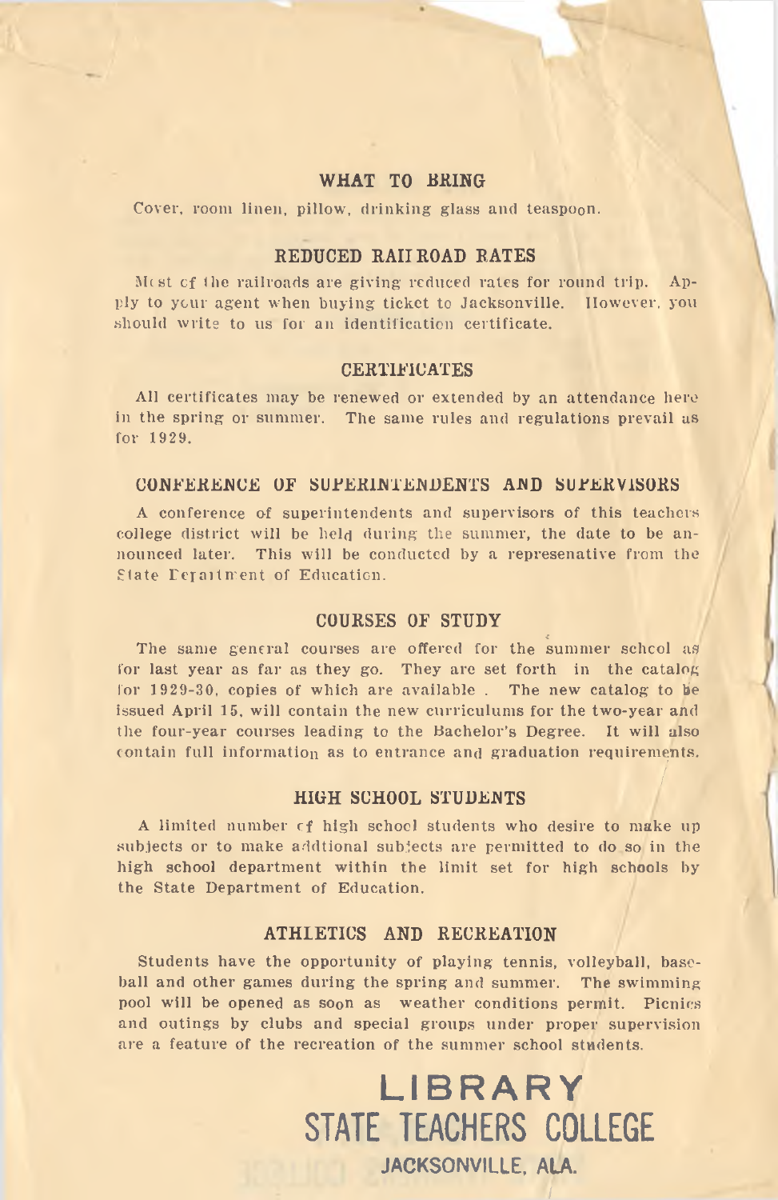## WHAT TO BRING

Cover, room linen, pillow, drinking glass and teaspoon.

## REDUCED RAILROAD RATES

Most of the railroads are giving reduced rates for round trip. Apply to your agent when buying ticket to Jacksonville. However, you should write to us for an identification certificate.

## CERTIFICATES

All certificates may be renewed or extended by an attendance here in the spring or summer. The same rules and regulations prevail as for 1929.

## CONFERENCE OF SUPERINTENDENTS AND SUPERVISORS

A conference of superintendents and supervisors of this teachers college district will be held during the summer, the date to be announced later. This will be conducted by a represenative from the State Department of Education.

## COURSES OF STUDY

The same general courses are offered for the summer school as for last year as far as they go. They are set forth in the catalog for 1929-30, copies of which are available . The new catalog to be issued April 15, will contain the new curriculums for the two-year and the four-year courses leading to the Bachelor's Degree. It will also contain full information as to entrance and graduation requirements.

## HIGH SCHOOL STUDENTS

A limited number of high school students who desire to make up subjects or to make addtional subjects are permitted to do so in the high school department within the limit set for high schools by the State Department of Education.

## ATHLETICS AND RECREATION

Students have the opportunity of playing tennis, volleyball, baseball and other games during the spring and summer. The swimming pool will be opened as soon as weather conditions permit. Picnics and outings by clubs and special groups under proper supervision are a feature of the recreation of the summer school students.

**LIBRARY**
**STATE TEACHERS COLLEGE**
**JACKSONVILLE, ALA.**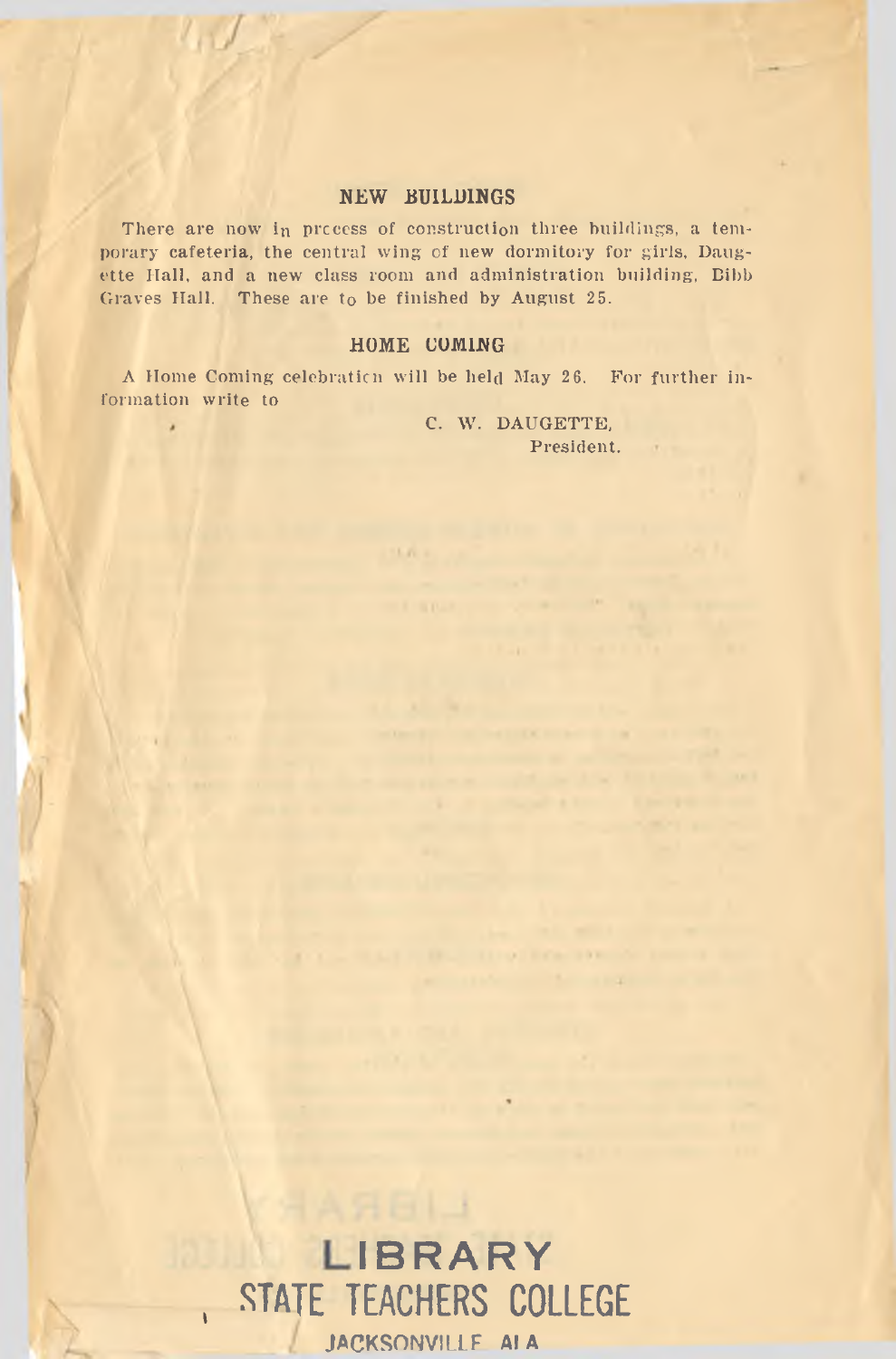## NEW BUILDINGS

There are now in process of construction three buildings, a temporary cafeteria, the central wing of new dormitory for girls, Daugette Hall, and a new class room and administration building, Bibb Graves Hall. These are to be finished by August 25.

## HOME COMING

A Home Coming celebration will be held May 26. For further information write to

C. W. DAUGETTE,
President.

**LIBRARY**
**STATE TEACHERS COLLEGE**
**JACKSONVILLE, ALA.**